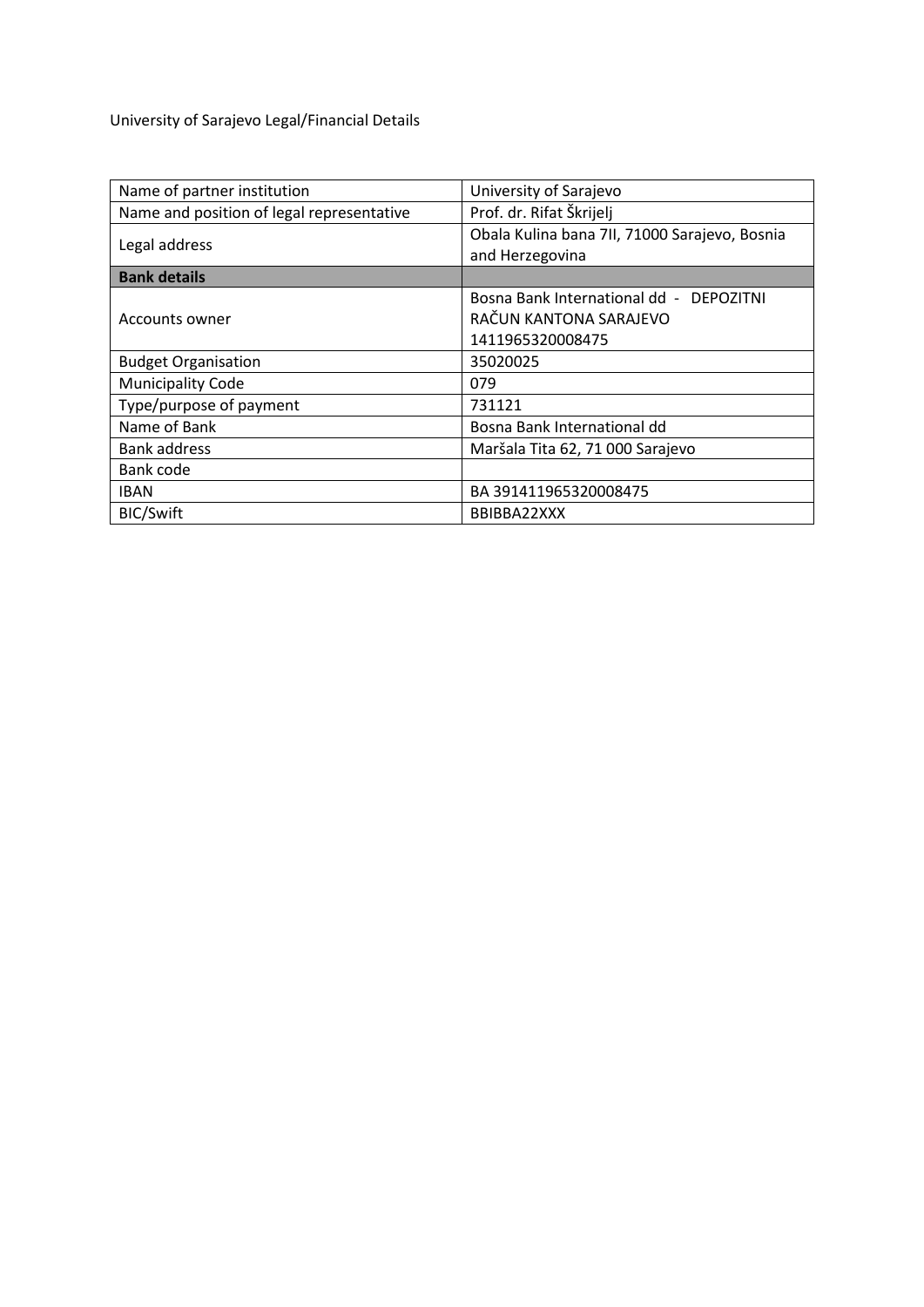University of Sarajevo Legal/Financial Details

| Name of partner institution | University of Sarajevo |
|---|---|
| Name and position of legal representative | Prof. dr. Rifat Škrijelj |
| Legal address | Obala Kulina bana 7II, 71000 Sarajevo, Bosnia and Herzegovina |
| **Bank details** | |
| Accounts owner | Bosna Bank International dd - DEPOZITNI RAČUN KANTONA SARAJEVO 1411965320008475 |
| Budget Organisation | 35020025 |
| Municipality Code | 079 |
| Type/purpose of payment | 731121 |
| Name of Bank | Bosna Bank International dd |
| Bank address | Maršala Tita 62, 71 000 Sarajevo |
| Bank code | |
| IBAN | BA 391411965320008475 |
| BIC/Swift | BBIBBA22XXX |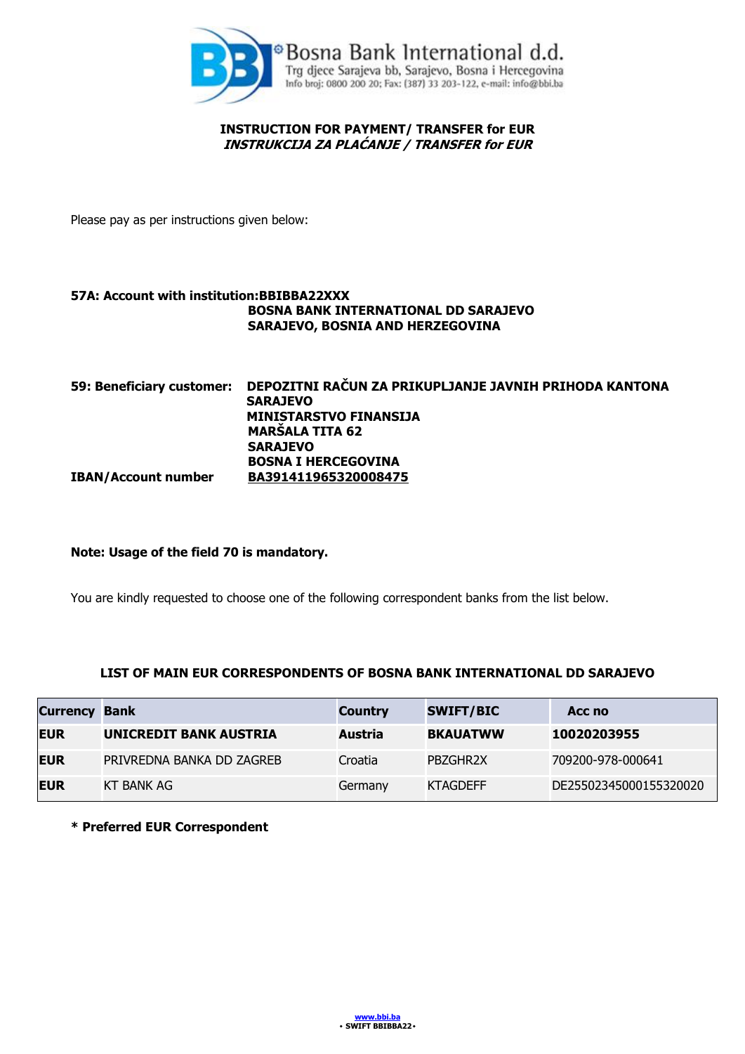Bosna Bank International d.d.
Trg djece Sarajeva bb, Sarajevo, Bosna i Hercegovina
Info broj: 0800 200 20; Fax: (387) 33 203-122, e-mail: info@bbi.ba

## INSTRUCTION FOR PAYMENT/ TRANSFER for EUR
## *INSTRUKCIJA ZA PLAĆANJE / TRANSFER for EUR*

Please pay as per instructions given below:

**57A: Account with institution:BBIBBA22XXX**
**BOSNA BANK INTERNATIONAL DD SARAJEVO**
**SARAJEVO, BOSNIA AND HERZEGOVINA**

**59: Beneficiary customer:** **DEPOZITNI RAČUN ZA PRIKUPLJANJE JAVNIH PRIHODA KANTONA SARAJEVO**
**MINISTARSTVO FINANSIJA**
**MARŠALA TITA 62**
**SARAJEVO**
**BOSNA I HERCEGOVINA**

**IBAN/Account number** **BA391411965320008475**

**Note: Usage of the field 70 is mandatory.**

You are kindly requested to choose one of the following correspondent banks from the list below.

### LIST OF MAIN EUR CORRESPONDENTS OF BOSNA BANK INTERNATIONAL DD SARAJEVO

| Currency | Bank | Country | SWIFT/BIC | Acc no |
|---|---|---|---|---|
| **EUR** | **UNICREDIT BANK AUSTRIA** | **Austria** | **BKAUATWW** | **10020203955** |
| **EUR** | PRIVREDNA BANKA DD ZAGREB | Croatia | PBZGHR2X | 709200-978-000641 |
| **EUR** | KT BANK AG | Germany | KTAGDEFF | DE25502345000155320020 |

**\* Preferred EUR Correspondent**

www.bbi.ba
• SWIFT BBIBBA22•